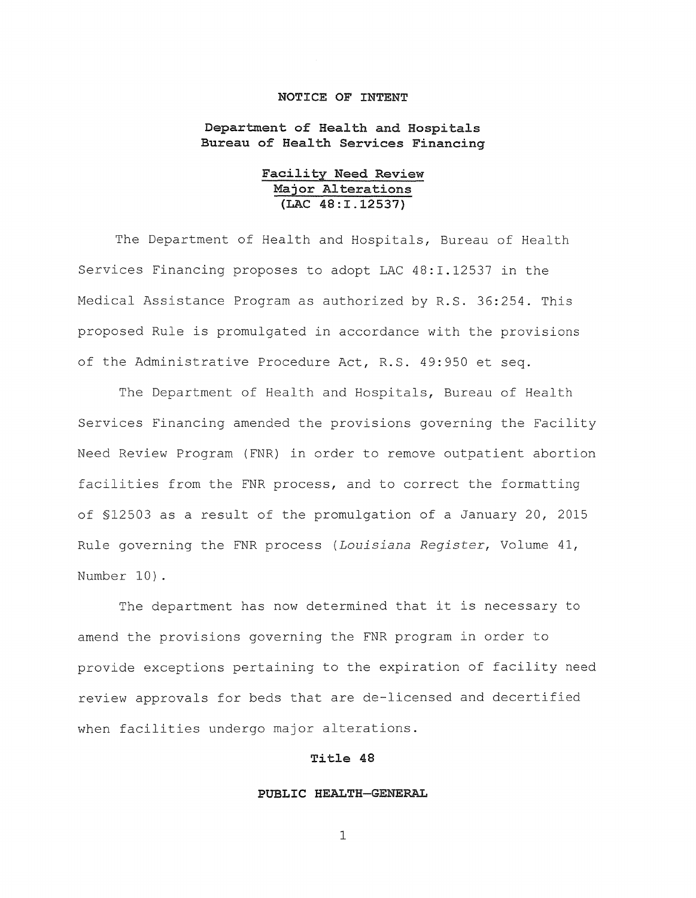# NOTICE OF INTENT

## Department of Health and Hospitals
## Bureau of Health Services Financing

### Facility Need Review
### Major Alterations
### (LAC 48:I.12537)

The Department of Health and Hospitals, Bureau of Health Services Financing proposes to adopt LAC 48:I.12537 in the Medical Assistance Program as authorized by R.S. 36:254. This proposed Rule is promulgated in accordance with the provisions of the Administrative Procedure Act, R.S. 49:950 et seq.

The Department of Health and Hospitals, Bureau of Health Services Financing amended the provisions governing the Facility Need Review Program (FNR) in order to remove outpatient abortion facilities from the FNR process, and to correct the formatting of §12503 as a result of the promulgation of a January 20, 2015 Rule governing the FNR process (*Louisiana Register*, Volume 41, Number 10).

The department has now determined that it is necessary to amend the provisions governing the FNR program in order to provide exceptions pertaining to the expiration of facility need review approvals for beds that are de-licensed and decertified when facilities undergo major alterations.

**Title 48**

**PUBLIC HEALTH—GENERAL**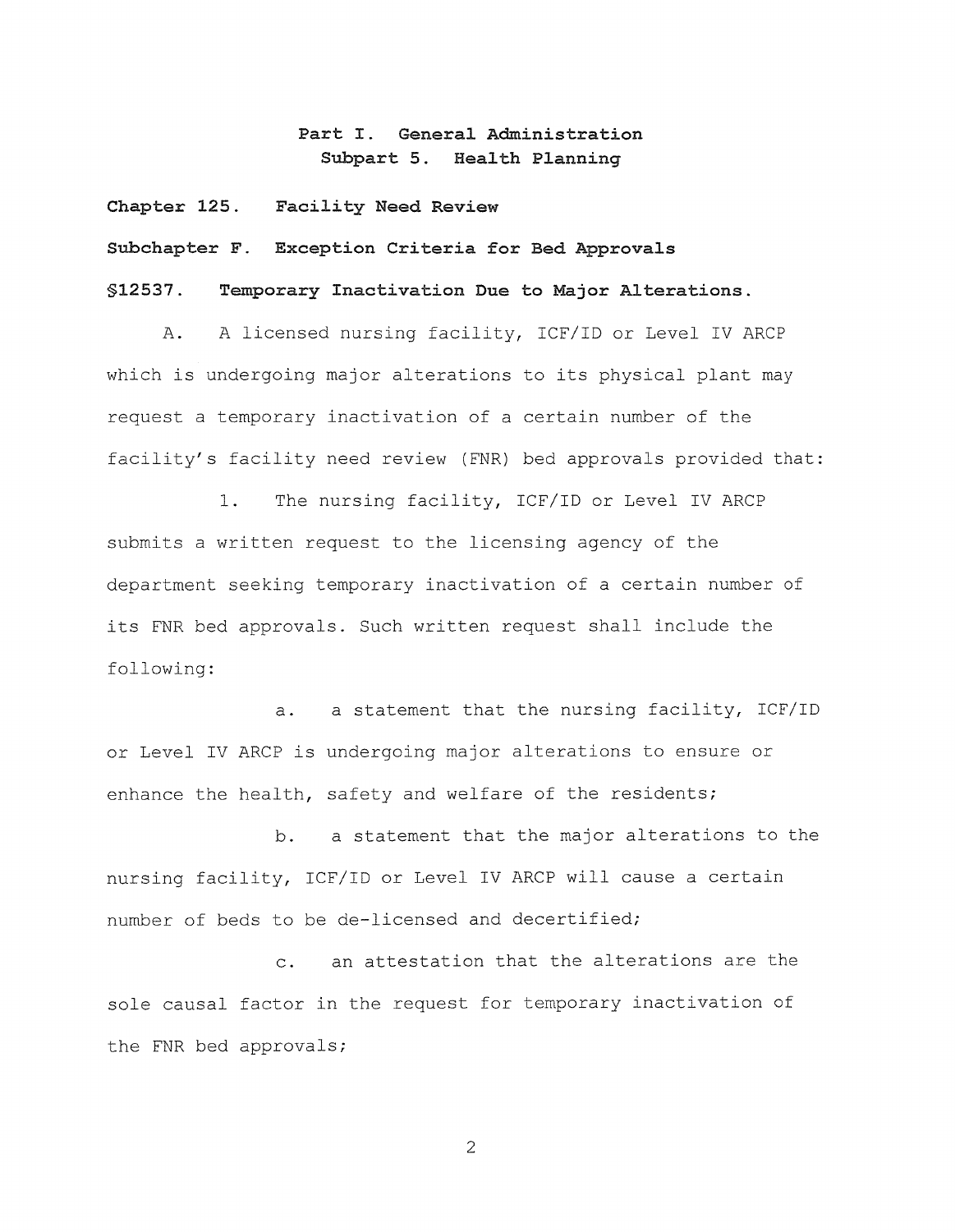## Part I. General Administration
### Subpart 5. Health Planning

**Chapter 125. Facility Need Review**

**Subchapter F. Exception Criteria for Bed Approvals**

**§12537. Temporary Inactivation Due to Major Alterations.**

A. A licensed nursing facility, ICF/ID or Level IV ARCP which is undergoing major alterations to its physical plant may request a temporary inactivation of a certain number of the facility's facility need review (FNR) bed approvals provided that:

1. The nursing facility, ICF/ID or Level IV ARCP submits a written request to the licensing agency of the department seeking temporary inactivation of a certain number of its FNR bed approvals. Such written request shall include the following:

a. a statement that the nursing facility, ICF/ID or Level IV ARCP is undergoing major alterations to ensure or enhance the health, safety and welfare of the residents;

b. a statement that the major alterations to the nursing facility, ICF/ID or Level IV ARCP will cause a certain number of beds to be de-licensed and decertified;

c. an attestation that the alterations are the sole causal factor in the request for temporary inactivation of the FNR bed approvals;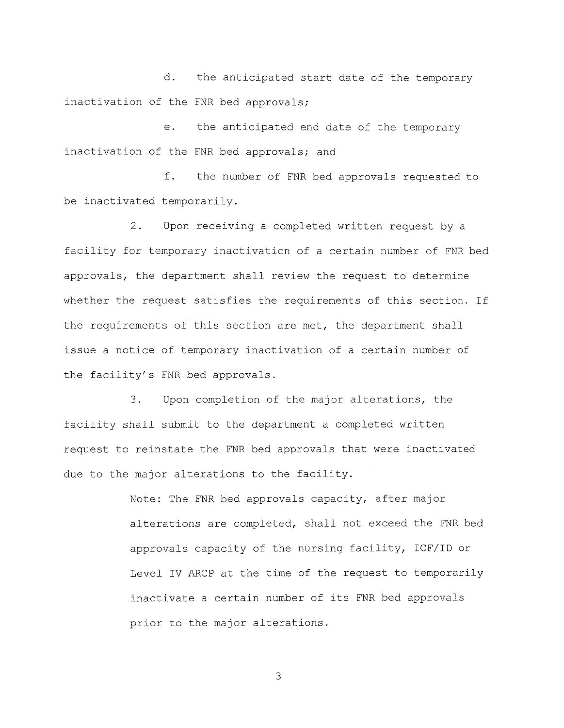d. the anticipated start date of the temporary inactivation of the FNR bed approvals;

e. the anticipated end date of the temporary inactivation of the FNR bed approvals; and

f. the number of FNR bed approvals requested to be inactivated temporarily.

2. Upon receiving a completed written request by a facility for temporary inactivation of a certain number of FNR bed approvals, the department shall review the request to determine whether the request satisfies the requirements of this section. If the requirements of this section are met, the department shall issue a notice of temporary inactivation of a certain number of the facility's FNR bed approvals.

3. Upon completion of the major alterations, the facility shall submit to the department a completed written request to reinstate the FNR bed approvals that were inactivated due to the major alterations to the facility.

> Note: The FNR bed approvals capacity, after major alterations are completed, shall not exceed the FNR bed approvals capacity of the nursing facility, ICF/ID or Level IV ARCP at the time of the request to temporarily inactivate a certain number of its FNR bed approvals prior to the major alterations.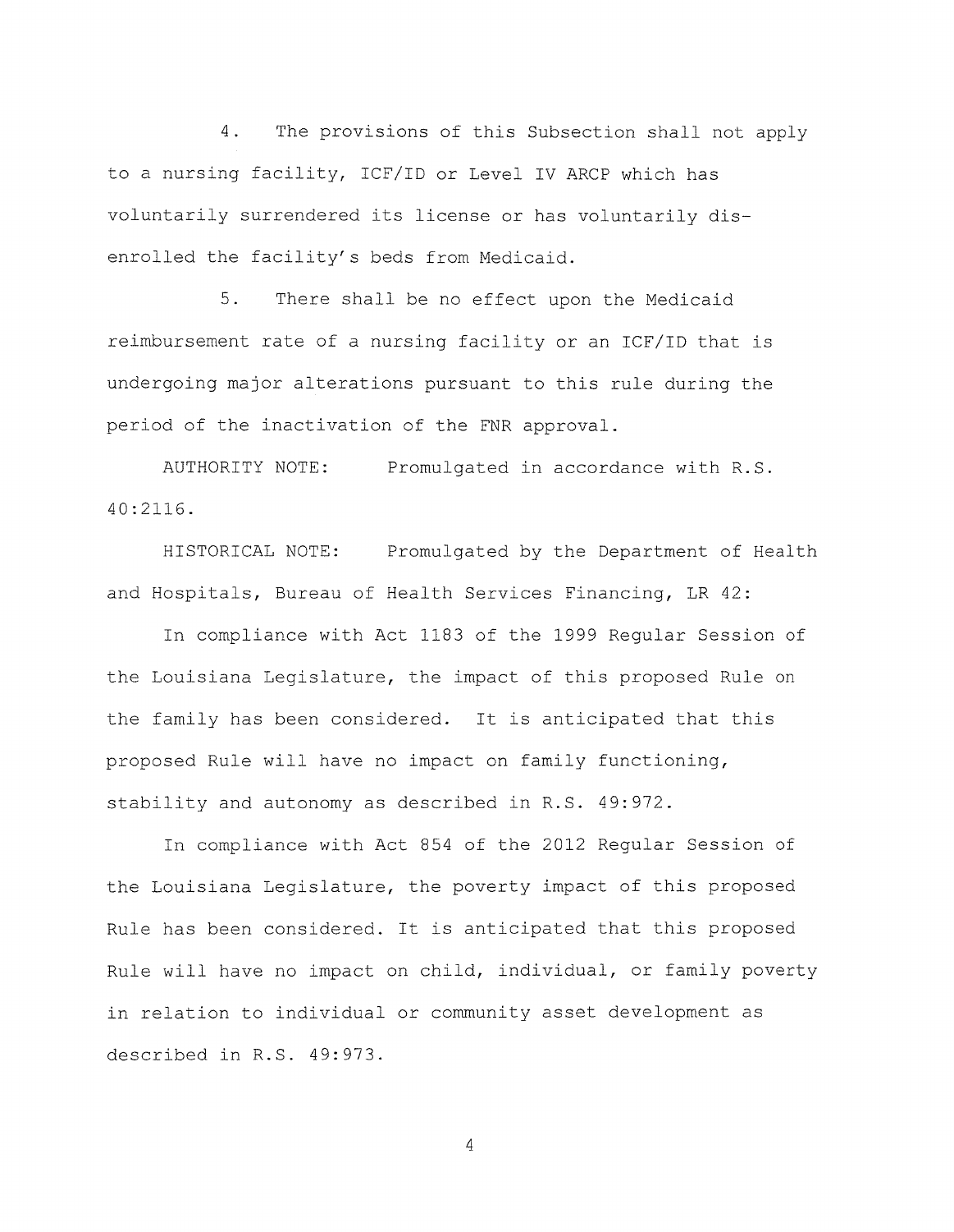4. The provisions of this Subsection shall not apply to a nursing facility, ICF/ID or Level IV ARCP which has voluntarily surrendered its license or has voluntarily dis-enrolled the facility's beds from Medicaid.

5. There shall be no effect upon the Medicaid reimbursement rate of a nursing facility or an ICF/ID that is undergoing major alterations pursuant to this rule during the period of the inactivation of the FNR approval.

AUTHORITY NOTE: Promulgated in accordance with R.S. 40:2116.

HISTORICAL NOTE: Promulgated by the Department of Health and Hospitals, Bureau of Health Services Financing, LR 42:

In compliance with Act 1183 of the 1999 Regular Session of the Louisiana Legislature, the impact of this proposed Rule on the family has been considered. It is anticipated that this proposed Rule will have no impact on family functioning, stability and autonomy as described in R.S. 49:972.

In compliance with Act 854 of the 2012 Regular Session of the Louisiana Legislature, the poverty impact of this proposed Rule has been considered. It is anticipated that this proposed Rule will have no impact on child, individual, or family poverty in relation to individual or community asset development as described in R.S. 49:973.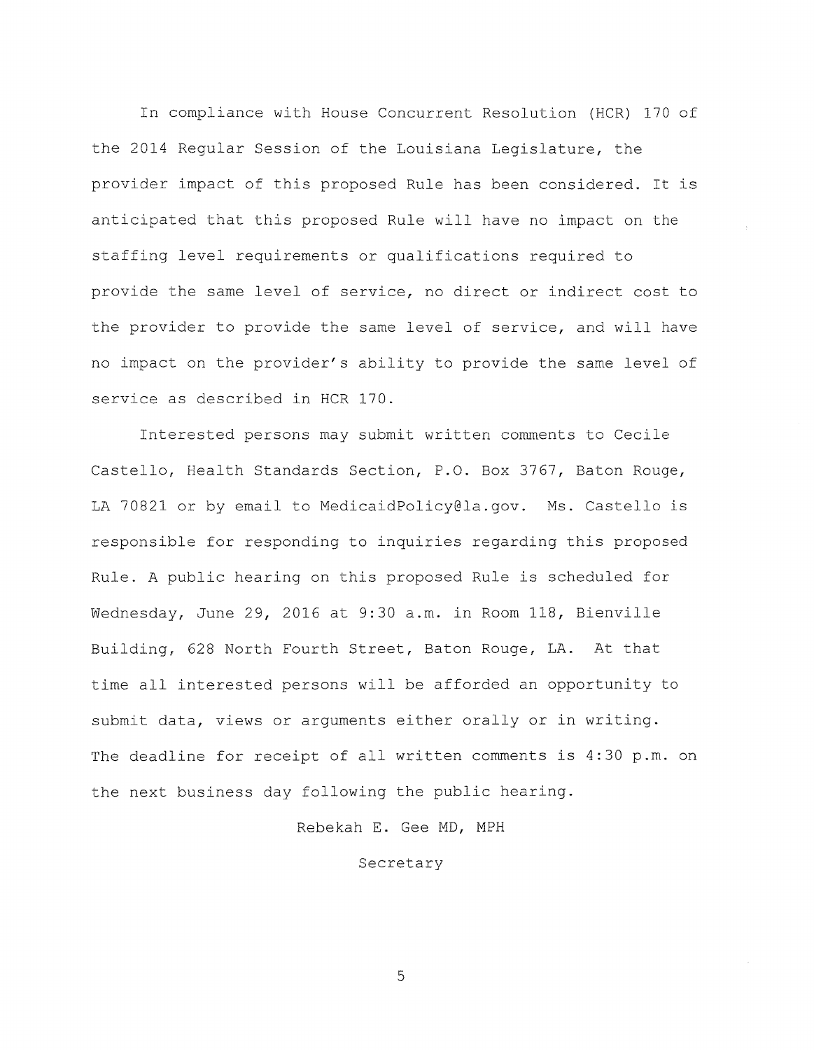In compliance with House Concurrent Resolution (HCR) 170 of the 2014 Regular Session of the Louisiana Legislature, the provider impact of this proposed Rule has been considered. It is anticipated that this proposed Rule will have no impact on the staffing level requirements or qualifications required to provide the same level of service, no direct or indirect cost to the provider to provide the same level of service, and will have no impact on the provider's ability to provide the same level of service as described in HCR 170.

Interested persons may submit written comments to Cecile Castello, Health Standards Section, P.O. Box 3767, Baton Rouge, LA 70821 or by email to MedicaidPolicy@la.gov. Ms. Castello is responsible for responding to inquiries regarding this proposed Rule. A public hearing on this proposed Rule is scheduled for Wednesday, June 29, 2016 at 9:30 a.m. in Room 118, Bienville Building, 628 North Fourth Street, Baton Rouge, LA. At that time all interested persons will be afforded an opportunity to submit data, views or arguments either orally or in writing. The deadline for receipt of all written comments is 4:30 p.m. on the next business day following the public hearing.

Rebekah E. Gee MD, MPH

Secretary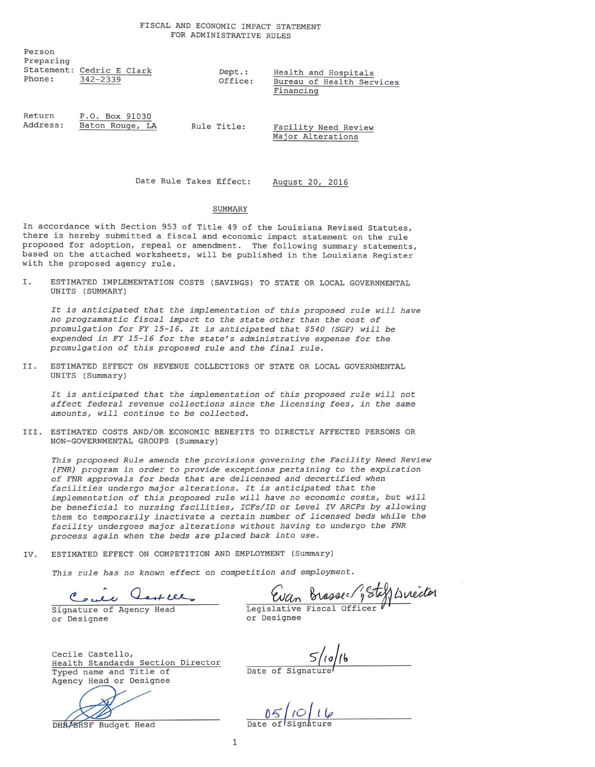# FISCAL AND ECONOMIC IMPACT STATEMENT FOR ADMINISTRATIVE RULES

Person Preparing Statement: Cedric E Clark
Phone: 342-2339

Dept.: Health and Hospitals
Office: Bureau of Health Services Financing

Return Address: P.O. Box 91030
Baton Rouge, LA

Rule Title: Facility Need Review Major Alterations

Date Rule Takes Effect: August 20, 2016

## SUMMARY

In accordance with Section 953 of Title 49 of the Louisiana Revised Statutes, there is hereby submitted a fiscal and economic impact statement on the rule proposed for adoption, repeal or amendment. The following summary statements, based on the attached worksheets, will be published in the Louisiana Register with the proposed agency rule.

I. ESTIMATED IMPLEMENTATION COSTS (SAVINGS) TO STATE OR LOCAL GOVERNMENTAL UNITS (SUMMARY)

*It is anticipated that the implementation of this proposed rule will have no programmatic fiscal impact to the state other than the cost of promulgation for FY 15-16. It is anticipated that $540 (SGF) will be expended in FY 15-16 for the state's administrative expense for the promulgation of this proposed rule and the final rule.*

II. ESTIMATED EFFECT ON REVENUE COLLECTIONS OF STATE OR LOCAL GOVERNMENTAL UNITS (Summary)

*It is anticipated that the implementation of this proposed rule will not affect federal revenue collections since the licensing fees, in the same amounts, will continue to be collected.*

III. ESTIMATED COSTS AND/OR ECONOMIC BENEFITS TO DIRECTLY AFFECTED PERSONS OR NON-GOVERNMENTAL GROUPS (Summary)

*This proposed Rule amends the provisions governing the Facility Need Review (FNR) program in order to provide exceptions pertaining to the expiration of FNR approvals for beds that are delicensed and decertified when facilities undergo major alterations. It is anticipated that the implementation of this proposed rule will have no economic costs, but will be beneficial to nursing facilities, ICFs/ID or Level IV ARCPs by allowing them to temporarily inactivate a certain number of licensed beds while the facility undergoes major alterations without having to undergo the FNR process again when the beds are placed back into use.*

IV. ESTIMATED EFFECT ON COMPETITION AND EMPLOYMENT (Summary)

*This rule has no known effect on competition and employment.*

Cecile Castello
Signature of Agency Head or Designee

Evan Brasseaux, Staff Director
Legislative Fiscal Officer or Designee

Cecile Castello, Health Standards Section Director
Typed name and Title of Agency Head or Designee

5/10/16
Date of Signature

DHH/BHSF Budget Head

05/10/16
Date of Signature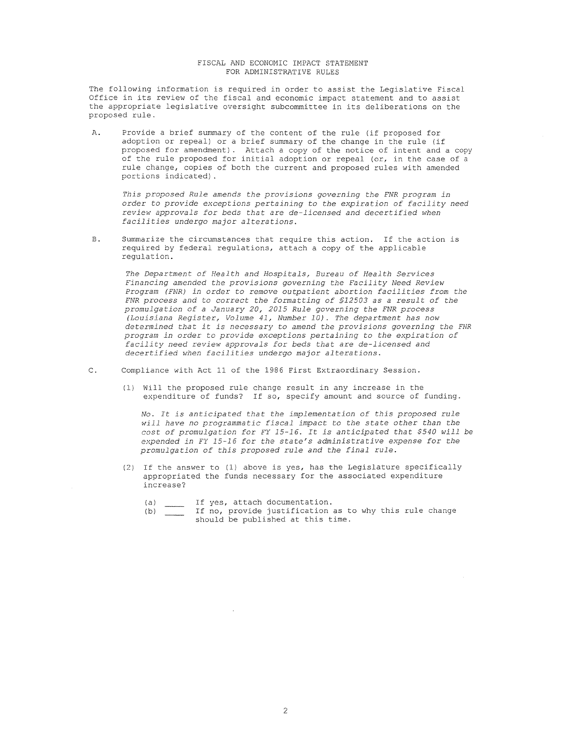# FISCAL AND ECONOMIC IMPACT STATEMENT
## FOR ADMINISTRATIVE RULES

The following information is required in order to assist the Legislative Fiscal Office in its review of the fiscal and economic impact statement and to assist the appropriate legislative oversight subcommittee in its deliberations on the proposed rule.

A. Provide a brief summary of the content of the rule (if proposed for adoption or repeal) or a brief summary of the change in the rule (if proposed for amendment). Attach a copy of the notice of intent and a copy of the rule proposed for initial adoption or repeal (or, in the case of a rule change, copies of both the current and proposed rules with amended portions indicated).

   *This proposed Rule amends the provisions governing the FNR program in order to provide exceptions pertaining to the expiration of facility need review approvals for beds that are de-licensed and decertified when facilities undergo major alterations.*

B. Summarize the circumstances that require this action. If the action is required by federal regulations, attach a copy of the applicable regulation.

   *The Department of Health and Hospitals, Bureau of Health Services Financing amended the provisions governing the Facility Need Review Program (FNR) in order to remove outpatient abortion facilities from the FNR process and to correct the formatting of §12503 as a result of the promulgation of a January 20, 2015 Rule governing the FNR process (Louisiana Register, Volume 41, Number 10). The department has now determined that it is necessary to amend the provisions governing the FNR program in order to provide exceptions pertaining to the expiration of facility need review approvals for beds that are de-licensed and decertified when facilities undergo major alterations.*

C. Compliance with Act 11 of the 1986 First Extraordinary Session.

   (1) Will the proposed rule change result in any increase in the expenditure of funds? If so, specify amount and source of funding.

   *No. It is anticipated that the implementation of this proposed rule will have no programmatic fiscal impact to the state other than the cost of promulgation for FY 15-16. It is anticipated that $540 will be expended in FY 15-16 for the state's administrative expense for the promulgation of this proposed rule and the final rule.*

   (2) If the answer to (1) above is yes, has the Legislature specifically appropriated the funds necessary for the associated expenditure increase?

   (a) \_\_\_\_ If yes, attach documentation.
   (b) \_\_\_\_ If no, provide justification as to why this rule change should be published at this time.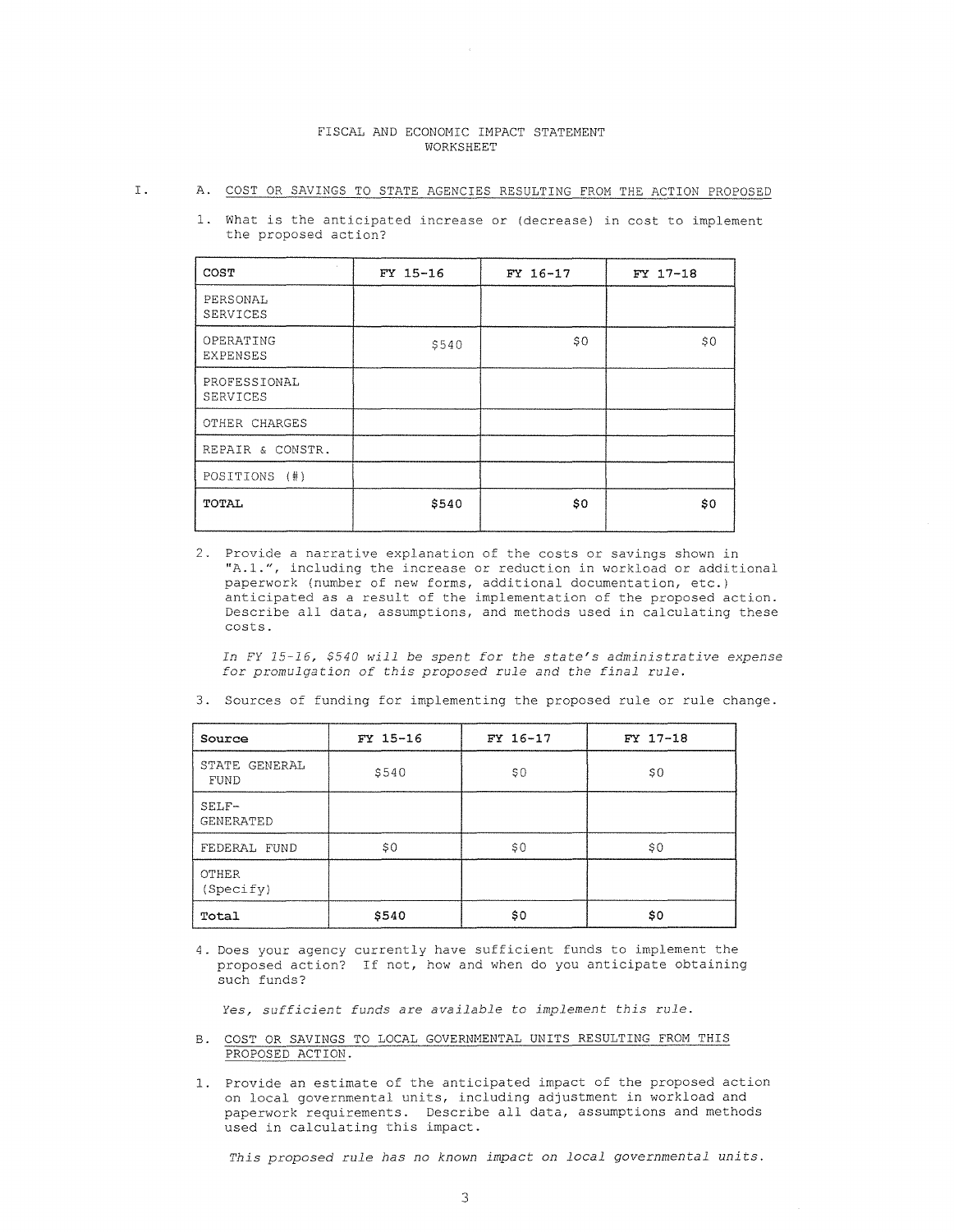# FISCAL AND ECONOMIC IMPACT STATEMENT WORKSHEET

I. A. COST OR SAVINGS TO STATE AGENCIES RESULTING FROM THE ACTION PROPOSED

1. What is the anticipated increase or (decrease) in cost to implement the proposed action?

| COST | FY 15-16 | FY 16-17 | FY 17-18 |
|---|---|---|---|
| PERSONAL SERVICES | | | |
| OPERATING EXPENSES | $540 | $0 | $0 |
| PROFESSIONAL SERVICES | | | |
| OTHER CHARGES | | | |
| REPAIR & CONSTR. | | | |
| POSITIONS (#) | | | |
| **TOTAL** | **$540** | **$0** | **$0** |

2. Provide a narrative explanation of the costs or savings shown in "A.1.", including the increase or reduction in workload or additional paperwork (number of new forms, additional documentation, etc.) anticipated as a result of the implementation of the proposed action. Describe all data, assumptions, and methods used in calculating these costs.

   *In FY 15-16, $540 will be spent for the state's administrative expense for promulgation of this proposed rule and the final rule.*

3. Sources of funding for implementing the proposed rule or rule change.

| Source | FY 15-16 | FY 16-17 | FY 17-18 |
|---|---|---|---|
| STATE GENERAL FUND | $540 | $0 | $0 |
| SELF-GENERATED | | | |
| FEDERAL FUND | $0 | $0 | $0 |
| OTHER (Specify) | | | |
| **Total** | **$540** | **$0** | **$0** |

4. Does your agency currently have sufficient funds to implement the proposed action? If not, how and when do you anticipate obtaining such funds?

   *Yes, sufficient funds are available to implement this rule.*

B. COST OR SAVINGS TO LOCAL GOVERNMENTAL UNITS RESULTING FROM THIS PROPOSED ACTION.

1. Provide an estimate of the anticipated impact of the proposed action on local governmental units, including adjustment in workload and paperwork requirements. Describe all data, assumptions and methods used in calculating this impact.

   *This proposed rule has no known impact on local governmental units.*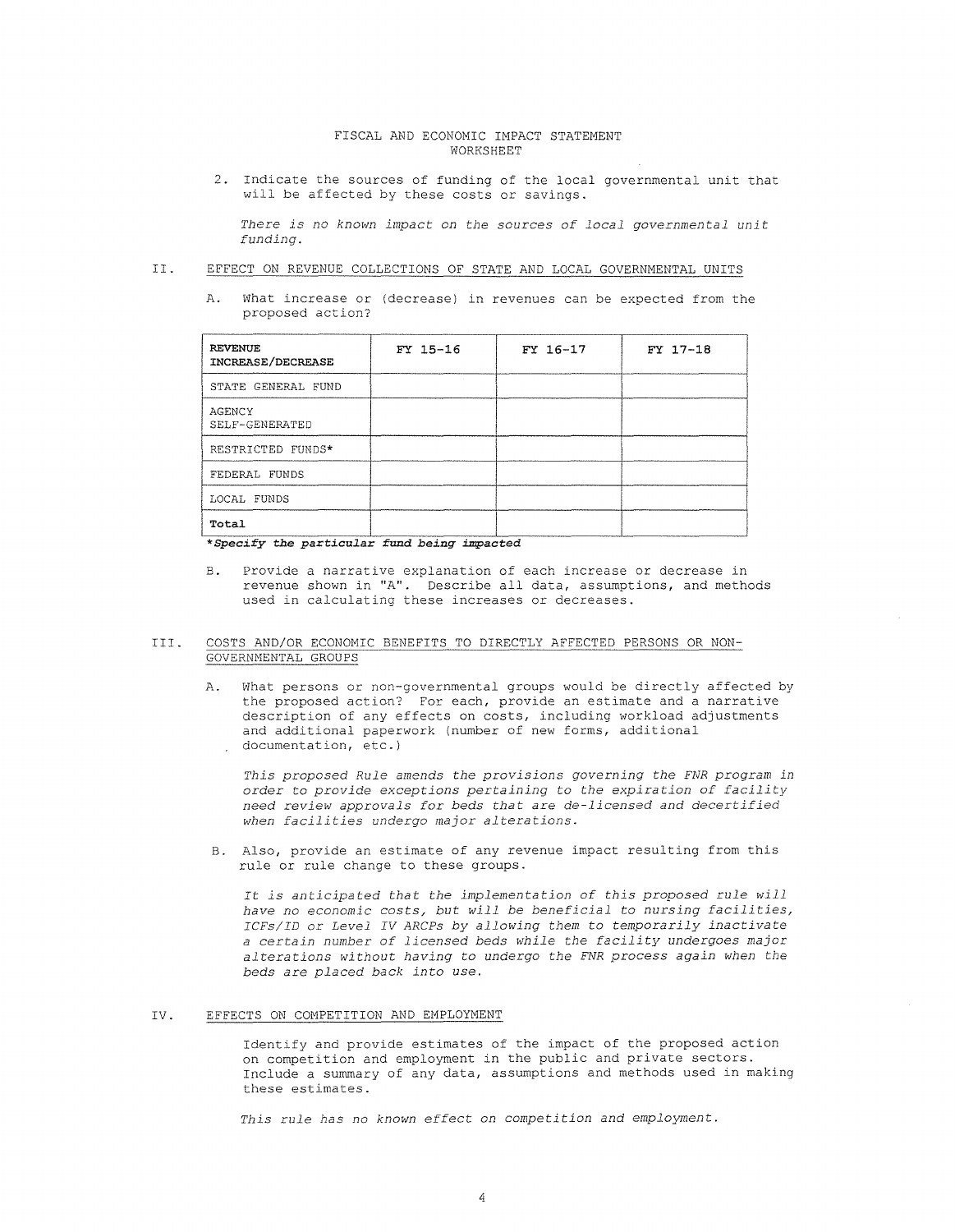FISCAL AND ECONOMIC IMPACT STATEMENT
WORKSHEET

2. Indicate the sources of funding of the local governmental unit that will be affected by these costs or savings.

   *There is no known impact on the sources of local governmental unit funding.*

## II. EFFECT ON REVENUE COLLECTIONS OF STATE AND LOCAL GOVERNMENTAL UNITS

A. What increase or (decrease) in revenues can be expected from the proposed action?

| **REVENUE INCREASE/DECREASE** | **FY 15-16** | **FY 16-17** | **FY 17-18** |
| --- | --- | --- | --- |
| STATE GENERAL FUND | | | |
| AGENCY SELF-GENERATED | | | |
| RESTRICTED FUNDS* | | | |
| FEDERAL FUNDS | | | |
| LOCAL FUNDS | | | |
| **Total** | | | |

***Specify the particular fund being impacted***

B. Provide a narrative explanation of each increase or decrease in revenue shown in "A". Describe all data, assumptions, and methods used in calculating these increases or decreases.

## III. COSTS AND/OR ECONOMIC BENEFITS TO DIRECTLY AFFECTED PERSONS OR NON-GOVERNMENTAL GROUPS

A. What persons or non-governmental groups would be directly affected by the proposed action? For each, provide an estimate and a narrative description of any effects on costs, including workload adjustments and additional paperwork (number of new forms, additional documentation, etc.)

   *This proposed Rule amends the provisions governing the FNR program in order to provide exceptions pertaining to the expiration of facility need review approvals for beds that are de-licensed and decertified when facilities undergo major alterations.*

B. Also, provide an estimate of any revenue impact resulting from this rule or rule change to these groups.

   *It is anticipated that the implementation of this proposed rule will have no economic costs, but will be beneficial to nursing facilities, ICFs/ID or Level IV ARCPs by allowing them to temporarily inactivate a certain number of licensed beds while the facility undergoes major alterations without having to undergo the FNR process again when the beds are placed back into use.*

## IV. EFFECTS ON COMPETITION AND EMPLOYMENT

Identify and provide estimates of the impact of the proposed action on competition and employment in the public and private sectors. Include a summary of any data, assumptions and methods used in making these estimates.

*This rule has no known effect on competition and employment.*